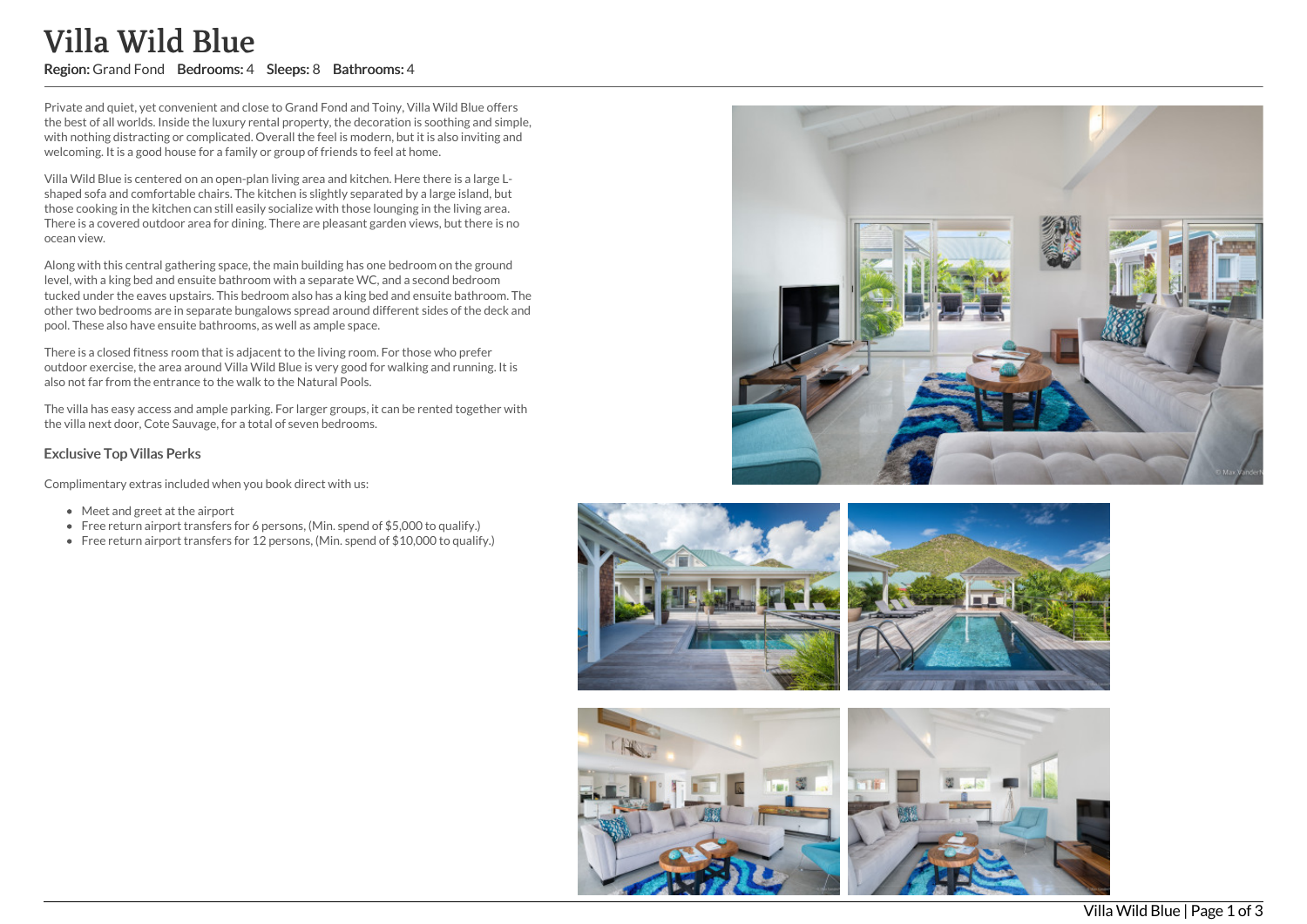# Villa Wild Blue

**Region:** Grand Fond **Bedrooms:** 4 **Sleeps:** 8 **Bathrooms:** 4

Private and quiet, yet convenient and close to Grand Fond and Toiny, Villa Wild Blue offers the best of all worlds. Inside the luxury rental property, the decoration is soothing and simple, with nothing distracting or complicated. Overall the feel is modern, but it is also inviting and welcoming. It is a good house for a family or group of friends to feel at home.

Villa Wild Blue is centered on an open-plan living area and kitchen. Here there is a large L-shaped sofa and comfortable chairs. The kitchen is slightly separated by a large island, but those cooking in the kitchen can still easily socialize with those lounging in the living area. There is a covered outdoor area for dining. There are pleasant garden views, but there is no ocean view.

Along with this central gathering space, the main building has one bedroom on the ground level, with a king bed and ensuite bathroom with a separate WC, and a second bedroom tucked under the eaves upstairs. This bedroom also has a king bed and ensuite bathroom. The other two bedrooms are in separate bungalows spread around different sides of the deck and pool. These also have ensuite bathrooms, as well as ample space.

There is a closed fitness room that is adjacent to the living room. For those who prefer outdoor exercise, the area around Villa Wild Blue is very good for walking and running. It is also not far from the entrance to the walk to the Natural Pools.

The villa has easy access and ample parking. For larger groups, it can be rented together with the villa next door, Cote Sauvage, for a total of seven bedrooms.

### Exclusive Top Villas Perks

Complimentary extras included when you book direct with us:

- Meet and greet at the airport
- Free return airport transfers for 6 persons, (Min. spend of $5,000 to qualify.)
- Free return airport transfers for 12 persons, (Min. spend of $10,000 to qualify.)